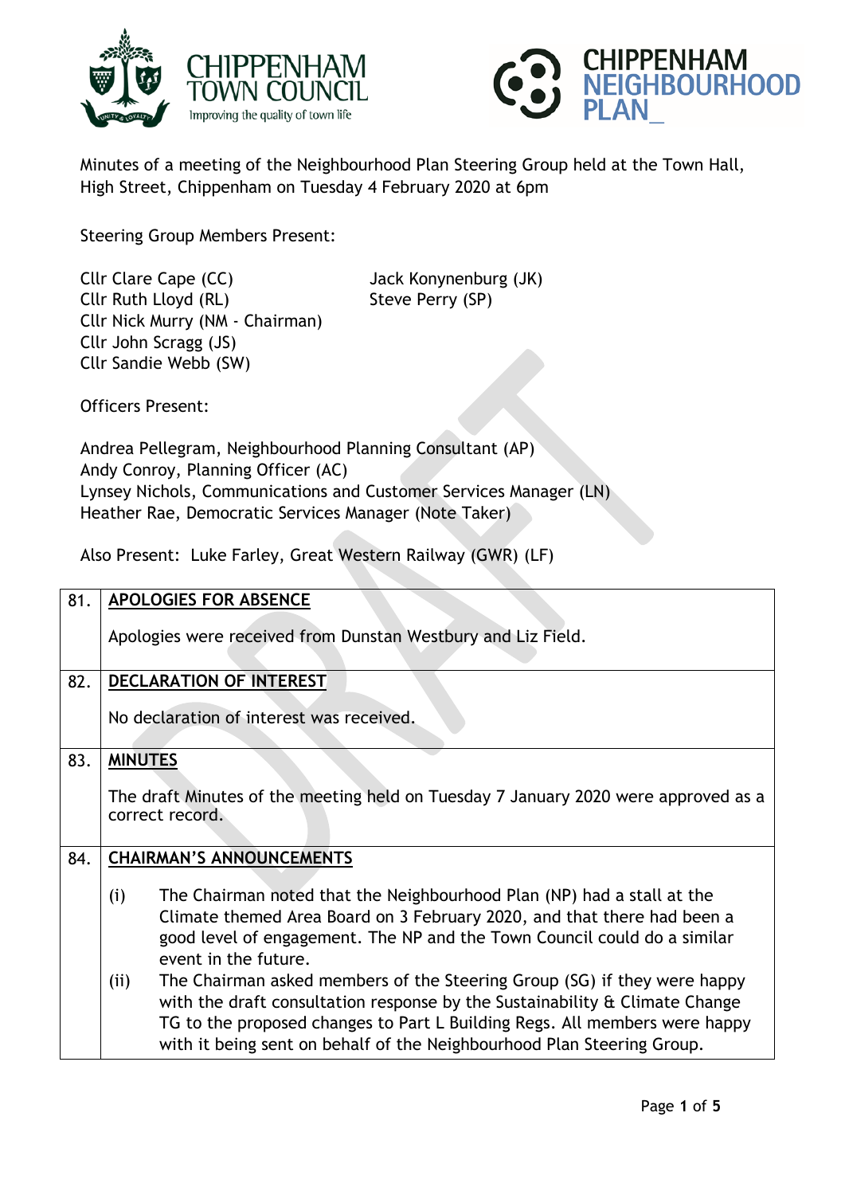CHIPPENHAM TOWN COUNCIL
Improving the quality of town life

CHIPPENHAM NEIGHBOURHOOD PLAN_

Minutes of a meeting of the Neighbourhood Plan Steering Group held at the Town Hall, High Street, Chippenham on Tuesday 4 February 2020 at 6pm

Steering Group Members Present:

Cllr Clare Cape (CC)
Cllr Ruth Lloyd (RL)
Cllr Nick Murry (NM - Chairman)
Cllr John Scragg (JS)
Cllr Sandie Webb (SW)
Jack Konynenburg (JK)
Steve Perry (SP)

Officers Present:

Andrea Pellegram, Neighbourhood Planning Consultant (AP)
Andy Conroy, Planning Officer (AC)
Lynsey Nichols, Communications and Customer Services Manager (LN)
Heather Rae, Democratic Services Manager (Note Taker)

Also Present: Luke Farley, Great Western Railway (GWR) (LF)

| | |
|---|---|
| 81. | **APOLOGIES FOR ABSENCE**<br><br>Apologies were received from Dunstan Westbury and Liz Field. |
| 82. | **DECLARATION OF INTEREST**<br><br>No declaration of interest was received. |
| 83. | **MINUTES**<br><br>The draft Minutes of the meeting held on Tuesday 7 January 2020 were approved as a correct record. |
| 84. | **CHAIRMAN'S ANNOUNCEMENTS**<br><br>(i) The Chairman noted that the Neighbourhood Plan (NP) had a stall at the Climate themed Area Board on 3 February 2020, and that there had been a good level of engagement. The NP and the Town Council could do a similar event in the future.<br>(ii) The Chairman asked members of the Steering Group (SG) if they were happy with the draft consultation response by the Sustainability & Climate Change TG to the proposed changes to Part L Building Regs. All members were happy with it being sent on behalf of the Neighbourhood Plan Steering Group. |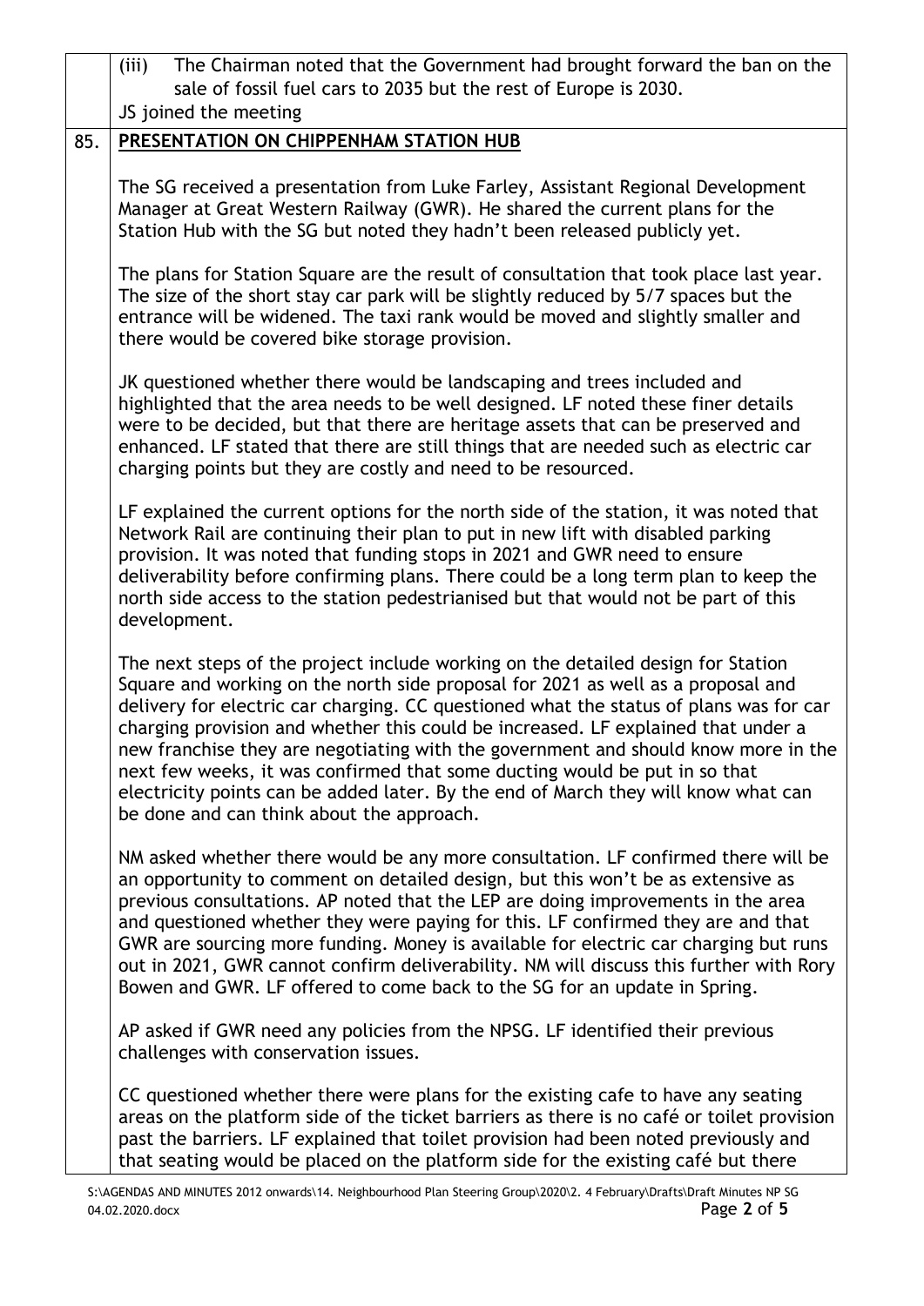(iii) The Chairman noted that the Government had brought forward the ban on the sale of fossil fuel cars to 2035 but the rest of Europe is 2030.

JS joined the meeting

## 85. PRESENTATION ON CHIPPENHAM STATION HUB

The SG received a presentation from Luke Farley, Assistant Regional Development Manager at Great Western Railway (GWR). He shared the current plans for the Station Hub with the SG but noted they hadn't been released publicly yet.

The plans for Station Square are the result of consultation that took place last year. The size of the short stay car park will be slightly reduced by 5/7 spaces but the entrance will be widened. The taxi rank would be moved and slightly smaller and there would be covered bike storage provision.

JK questioned whether there would be landscaping and trees included and highlighted that the area needs to be well designed. LF noted these finer details were to be decided, but that there are heritage assets that can be preserved and enhanced. LF stated that there are still things that are needed such as electric car charging points but they are costly and need to be resourced.

LF explained the current options for the north side of the station, it was noted that Network Rail are continuing their plan to put in new lift with disabled parking provision. It was noted that funding stops in 2021 and GWR need to ensure deliverability before confirming plans. There could be a long term plan to keep the north side access to the station pedestrianised but that would not be part of this development.

The next steps of the project include working on the detailed design for Station Square and working on the north side proposal for 2021 as well as a proposal and delivery for electric car charging. CC questioned what the status of plans was for car charging provision and whether this could be increased. LF explained that under a new franchise they are negotiating with the government and should know more in the next few weeks, it was confirmed that some ducting would be put in so that electricity points can be added later. By the end of March they will know what can be done and can think about the approach.

NM asked whether there would be any more consultation. LF confirmed there will be an opportunity to comment on detailed design, but this won't be as extensive as previous consultations. AP noted that the LEP are doing improvements in the area and questioned whether they were paying for this. LF confirmed they are and that GWR are sourcing more funding. Money is available for electric car charging but runs out in 2021, GWR cannot confirm deliverability. NM will discuss this further with Rory Bowen and GWR. LF offered to come back to the SG for an update in Spring.

AP asked if GWR need any policies from the NPSG. LF identified their previous challenges with conservation issues.

CC questioned whether there were plans for the existing cafe to have any seating areas on the platform side of the ticket barriers as there is no café or toilet provision past the barriers. LF explained that toilet provision had been noted previously and that seating would be placed on the platform side for the existing café but there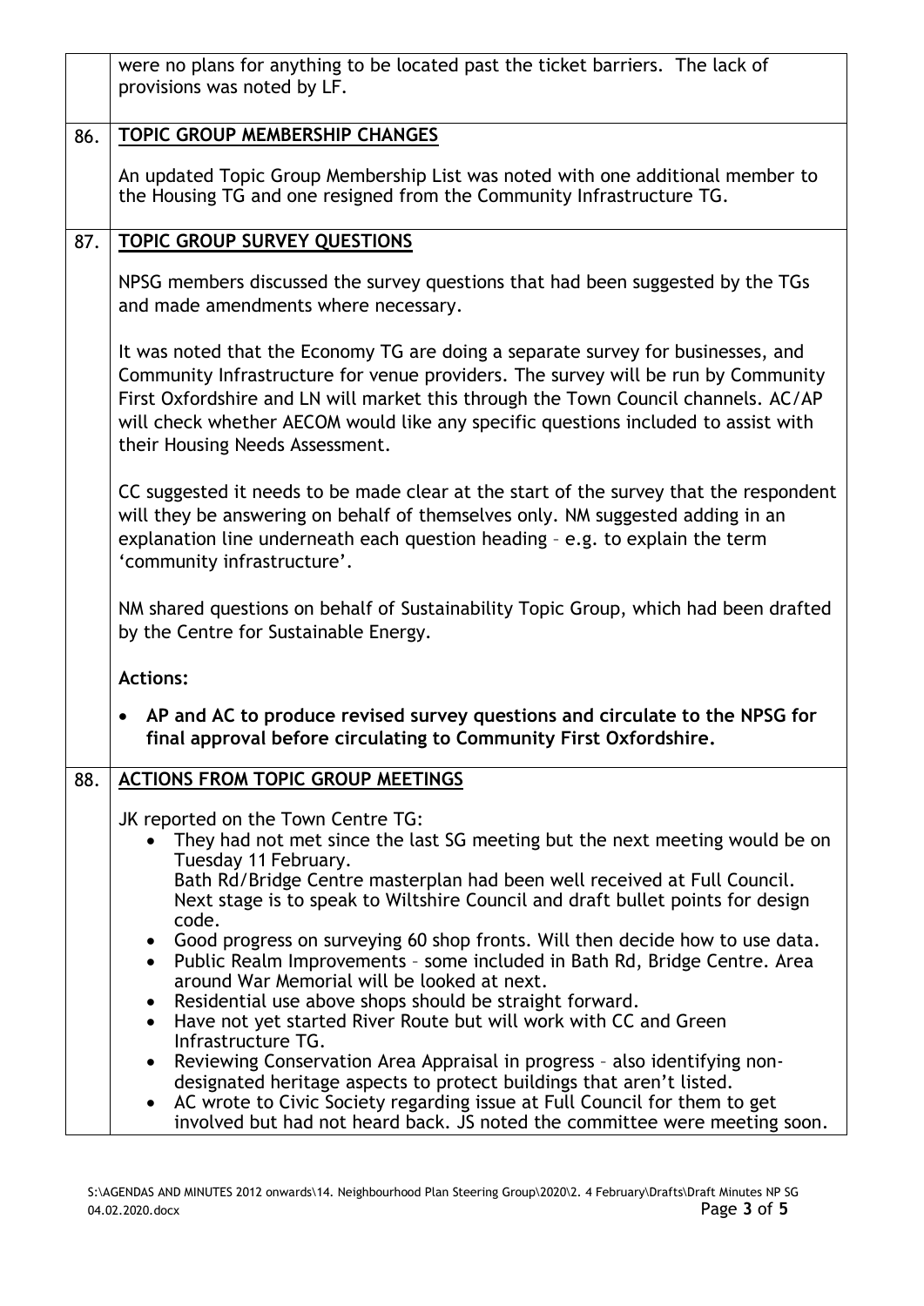were no plans for anything to be located past the ticket barriers. The lack of provisions was noted by LF.

## 86. TOPIC GROUP MEMBERSHIP CHANGES

An updated Topic Group Membership List was noted with one additional member to the Housing TG and one resigned from the Community Infrastructure TG.

## 87. TOPIC GROUP SURVEY QUESTIONS

NPSG members discussed the survey questions that had been suggested by the TGs and made amendments where necessary.

It was noted that the Economy TG are doing a separate survey for businesses, and Community Infrastructure for venue providers. The survey will be run by Community First Oxfordshire and LN will market this through the Town Council channels. AC/AP will check whether AECOM would like any specific questions included to assist with their Housing Needs Assessment.

CC suggested it needs to be made clear at the start of the survey that the respondent will they be answering on behalf of themselves only. NM suggested adding in an explanation line underneath each question heading – e.g. to explain the term 'community infrastructure'.

NM shared questions on behalf of Sustainability Topic Group, which had been drafted by the Centre for Sustainable Energy.

**Actions:**

- **AP and AC to produce revised survey questions and circulate to the NPSG for final approval before circulating to Community First Oxfordshire.**

## 88. ACTIONS FROM TOPIC GROUP MEETINGS

JK reported on the Town Centre TG:

- They had not met since the last SG meeting but the next meeting would be on Tuesday 11 February.
  Bath Rd/Bridge Centre masterplan had been well received at Full Council. Next stage is to speak to Wiltshire Council and draft bullet points for design code.
- Good progress on surveying 60 shop fronts. Will then decide how to use data.
- Public Realm Improvements – some included in Bath Rd, Bridge Centre. Area around War Memorial will be looked at next.
- Residential use above shops should be straight forward.
- Have not yet started River Route but will work with CC and Green Infrastructure TG.
- Reviewing Conservation Area Appraisal in progress – also identifying non-designated heritage aspects to protect buildings that aren't listed.
- AC wrote to Civic Society regarding issue at Full Council for them to get involved but had not heard back. JS noted the committee were meeting soon.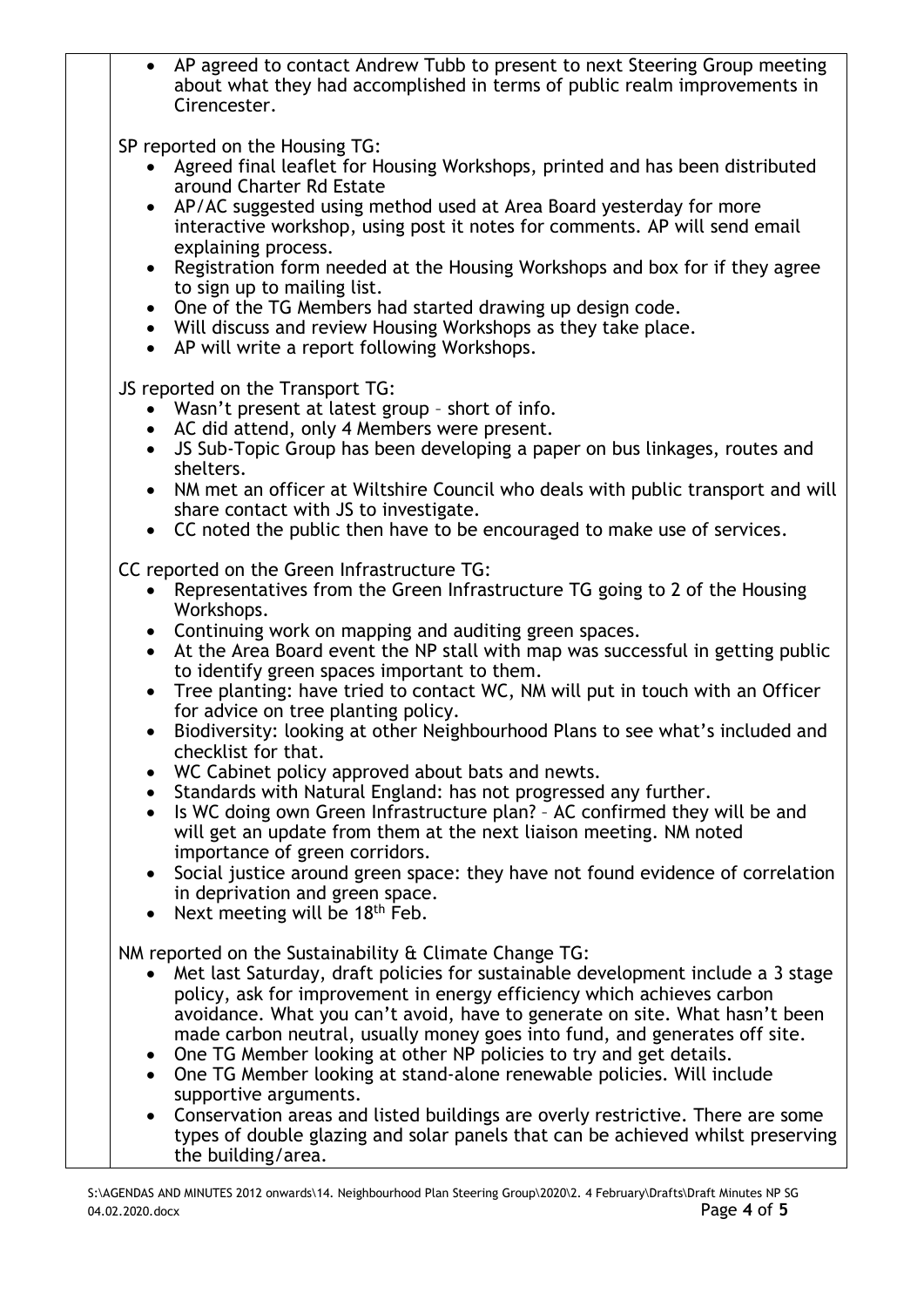- AP agreed to contact Andrew Tubb to present to next Steering Group meeting about what they had accomplished in terms of public realm improvements in Cirencester.

SP reported on the Housing TG:

- Agreed final leaflet for Housing Workshops, printed and has been distributed around Charter Rd Estate
- AP/AC suggested using method used at Area Board yesterday for more interactive workshop, using post it notes for comments. AP will send email explaining process.
- Registration form needed at the Housing Workshops and box for if they agree to sign up to mailing list.
- One of the TG Members had started drawing up design code.
- Will discuss and review Housing Workshops as they take place.
- AP will write a report following Workshops.

JS reported on the Transport TG:

- Wasn't present at latest group – short of info.
- AC did attend, only 4 Members were present.
- JS Sub-Topic Group has been developing a paper on bus linkages, routes and shelters.
- NM met an officer at Wiltshire Council who deals with public transport and will share contact with JS to investigate.
- CC noted the public then have to be encouraged to make use of services.

CC reported on the Green Infrastructure TG:

- Representatives from the Green Infrastructure TG going to 2 of the Housing Workshops.
- Continuing work on mapping and auditing green spaces.
- At the Area Board event the NP stall with map was successful in getting public to identify green spaces important to them.
- Tree planting: have tried to contact WC, NM will put in touch with an Officer for advice on tree planting policy.
- Biodiversity: looking at other Neighbourhood Plans to see what's included and checklist for that.
- WC Cabinet policy approved about bats and newts.
- Standards with Natural England: has not progressed any further.
- Is WC doing own Green Infrastructure plan? – AC confirmed they will be and will get an update from them at the next liaison meeting. NM noted importance of green corridors.
- Social justice around green space: they have not found evidence of correlation in deprivation and green space.
- Next meeting will be 18th Feb.

NM reported on the Sustainability & Climate Change TG:

- Met last Saturday, draft policies for sustainable development include a 3 stage policy, ask for improvement in energy efficiency which achieves carbon avoidance. What you can't avoid, have to generate on site. What hasn't been made carbon neutral, usually money goes into fund, and generates off site.
- One TG Member looking at other NP policies to try and get details.
- One TG Member looking at stand-alone renewable policies. Will include supportive arguments.
- Conservation areas and listed buildings are overly restrictive. There are some types of double glazing and solar panels that can be achieved whilst preserving the building/area.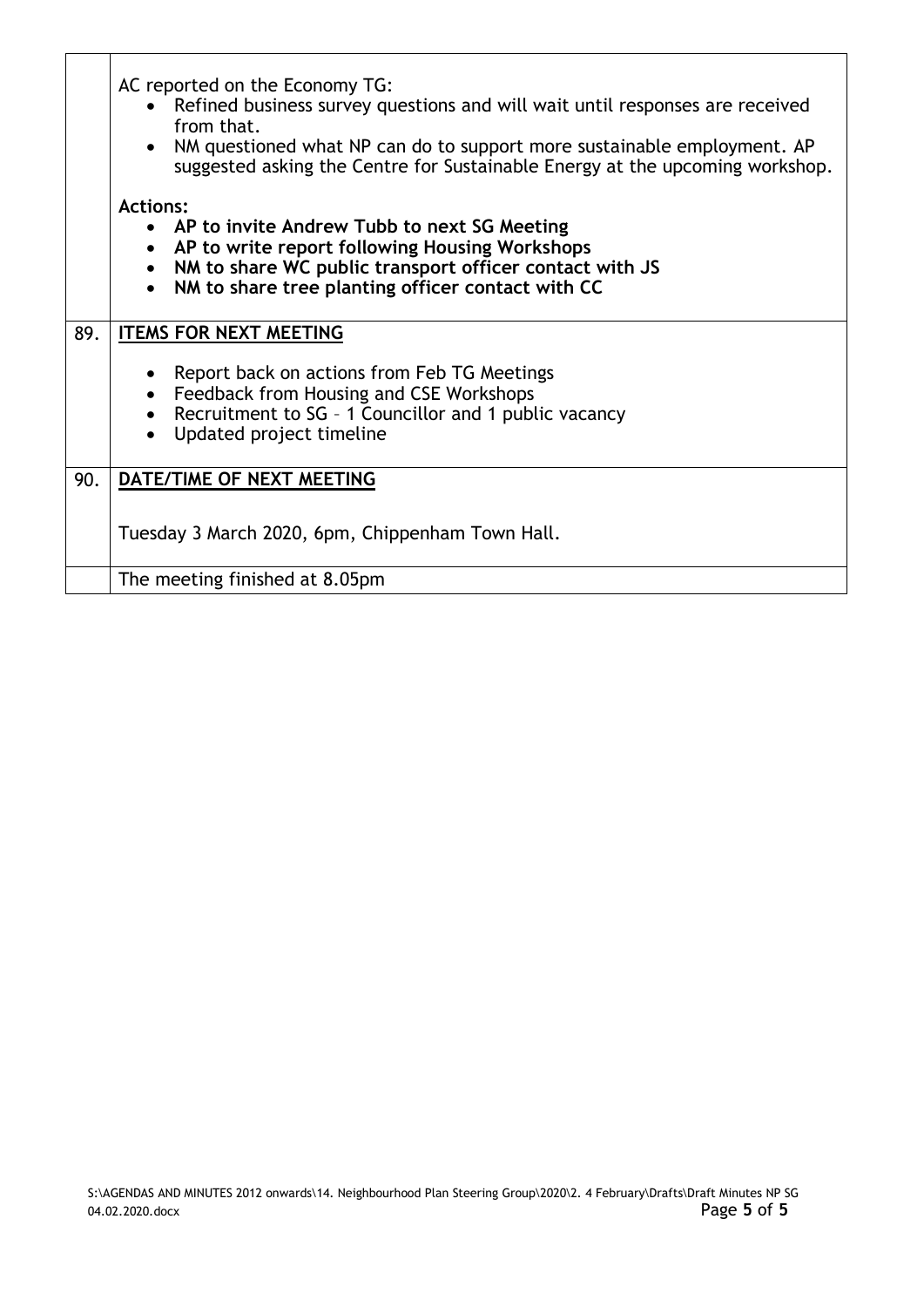| | |
|---|---|
| | AC reported on the Economy TG:<br>• Refined business survey questions and will wait until responses are received from that.<br>• NM questioned what NP can do to support more sustainable employment. AP suggested asking the Centre for Sustainable Energy at the upcoming workshop.<br><br>**Actions:**<br>• **AP to invite Andrew Tubb to next SG Meeting**<br>• **AP to write report following Housing Workshops**<br>• **NM to share WC public transport officer contact with JS**<br>• **NM to share tree planting officer contact with CC** |
| 89. | **ITEMS FOR NEXT MEETING**<br><br>• Report back on actions from Feb TG Meetings<br>• Feedback from Housing and CSE Workshops<br>• Recruitment to SG – 1 Councillor and 1 public vacancy<br>• Updated project timeline |
| 90. | **DATE/TIME OF NEXT MEETING**<br><br>Tuesday 3 March 2020, 6pm, Chippenham Town Hall. |
| | The meeting finished at 8.05pm |

S:\AGENDAS AND MINUTES 2012 onwards\14. Neighbourhood Plan Steering Group\2020\2. 4 February\Drafts\Draft Minutes NP SG 04.02.2020.docx